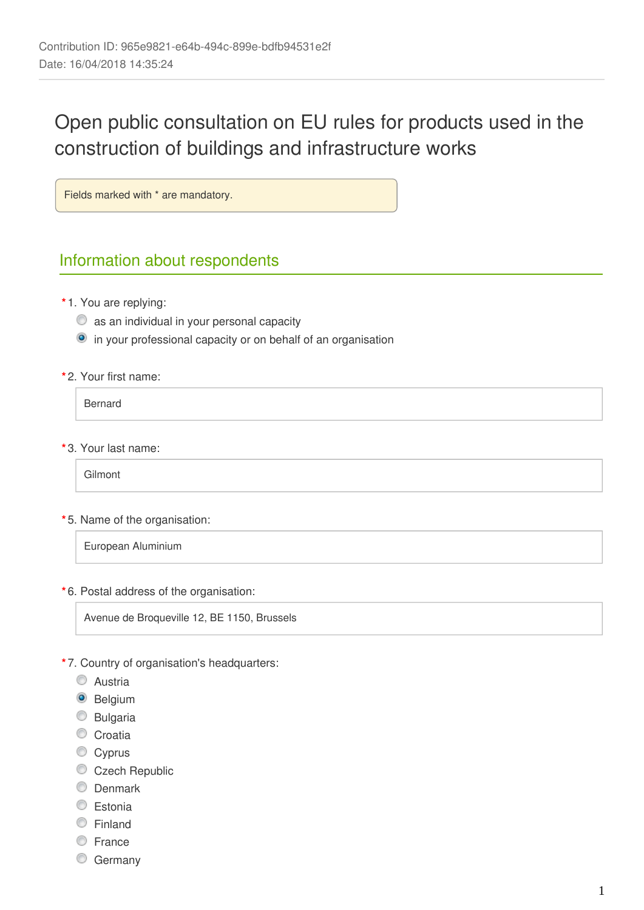Contribution ID: 965e9821-e64b-494c-899e-bdfb94531e2f
Date: 16/04/2018 14:35:24

# Open public consultation on EU rules for products used in the construction of buildings and infrastructure works

Fields marked with * are mandatory.

## Information about respondents

*1. You are replying:

- ◯ as an individual in your personal capacity
- ◉ in your professional capacity or on behalf of an organisation

*2. Your first name:

Bernard

*3. Your last name:

Gilmont

*5. Name of the organisation:

European Aluminium

*6. Postal address of the organisation:

Avenue de Broqueville 12, BE 1150, Brussels

*7. Country of organisation's headquarters:

- ◯ Austria
- ◉ Belgium
- ◯ Bulgaria
- ◯ Croatia
- ◯ Cyprus
- ◯ Czech Republic
- ◯ Denmark
- ◯ Estonia
- ◯ Finland
- ◯ France
- ◯ Germany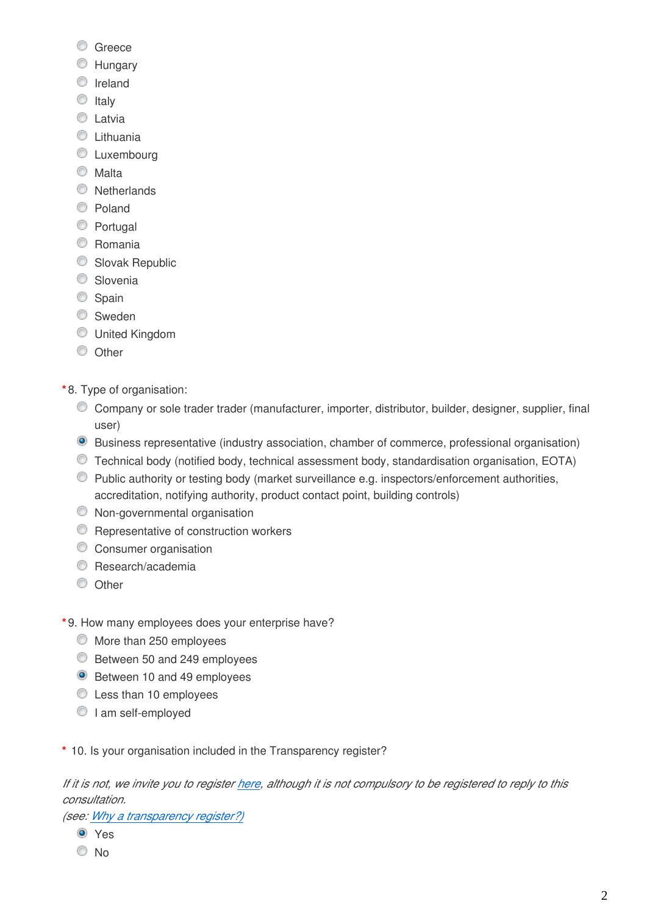- Greece
- Hungary
- Ireland
- Italy
- Latvia
- Lithuania
- Luxembourg
- Malta
- Netherlands
- Poland
- Portugal
- Romania
- Slovak Republic
- Slovenia
- Spain
- Sweden
- United Kingdom
- Other

*8. Type of organisation:

- Company or sole trader trader (manufacturer, importer, distributor, builder, designer, supplier, final user)
- (x) Business representative (industry association, chamber of commerce, professional organisation)
- Technical body (notified body, technical assessment body, standardisation organisation, EOTA)
- Public authority or testing body (market surveillance e.g. inspectors/enforcement authorities, accreditation, notifying authority, product contact point, building controls)
- Non-governmental organisation
- Representative of construction workers
- Consumer organisation
- Research/academia
- Other

*9. How many employees does your enterprise have?

- More than 250 employees
- Between 50 and 249 employees
- (x) Between 10 and 49 employees
- Less than 10 employees
- I am self-employed

\* 10. Is your organisation included in the Transparency register?

*If it is not, we invite you to register here, although it is not compulsory to be registered to reply to this consultation.*
*(see: Why a transparency register?)*

- (x) Yes
- No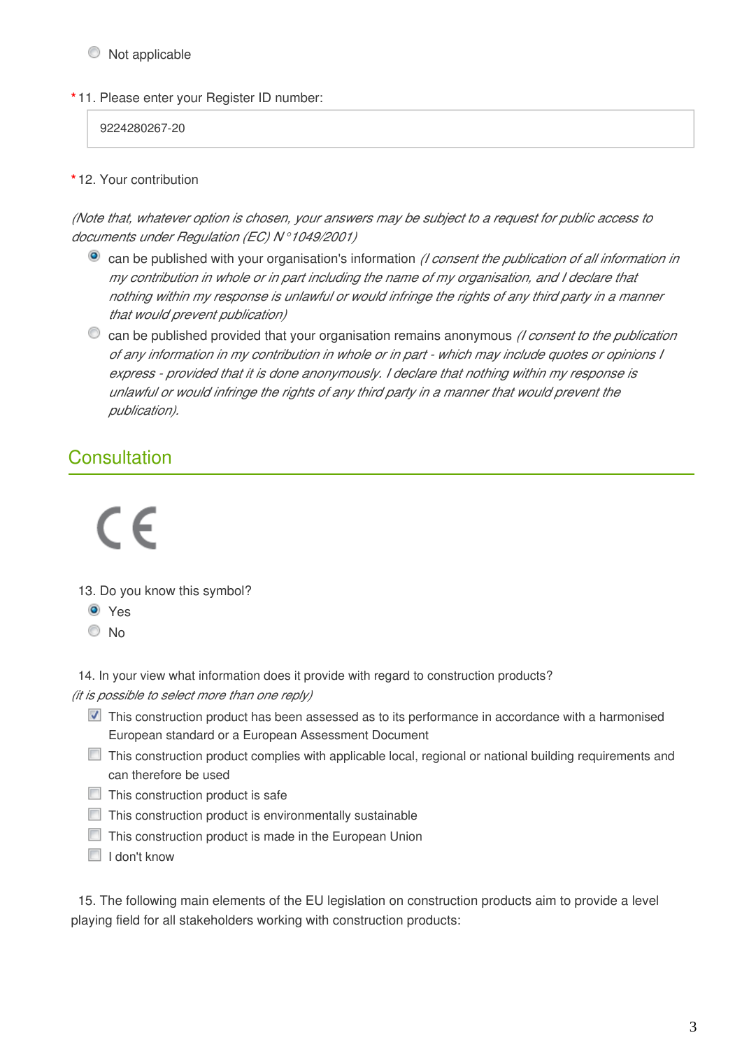- [ ] Not applicable

*11. Please enter your Register ID number:

9224280267-20

*12. Your contribution

*(Note that, whatever option is chosen, your answers may be subject to a request for public access to documents under Regulation (EC) N°1049/2001)*

- [x] can be published with your organisation's information *(I consent the publication of all information in my contribution in whole or in part including the name of my organisation, and I declare that nothing within my response is unlawful or would infringe the rights of any third party in a manner that would prevent publication)*
- [ ] can be published provided that your organisation remains anonymous *(I consent to the publication of any information in my contribution in whole or in part - which may include quotes or opinions I express - provided that it is done anonymously. I declare that nothing within my response is unlawful or would infringe the rights of any third party in a manner that would prevent the publication).*

## Consultation

CE

13. Do you know this symbol?

- [x] Yes
- [ ] No

14. In your view what information does it provide with regard to construction products?
*(it is possible to select more than one reply)*

- [x] This construction product has been assessed as to its performance in accordance with a harmonised European standard or a European Assessment Document
- [ ] This construction product complies with applicable local, regional or national building requirements and can therefore be used
- [ ] This construction product is safe
- [ ] This construction product is environmentally sustainable
- [ ] This construction product is made in the European Union
- [ ] I don't know

15. The following main elements of the EU legislation on construction products aim to provide a level playing field for all stakeholders working with construction products: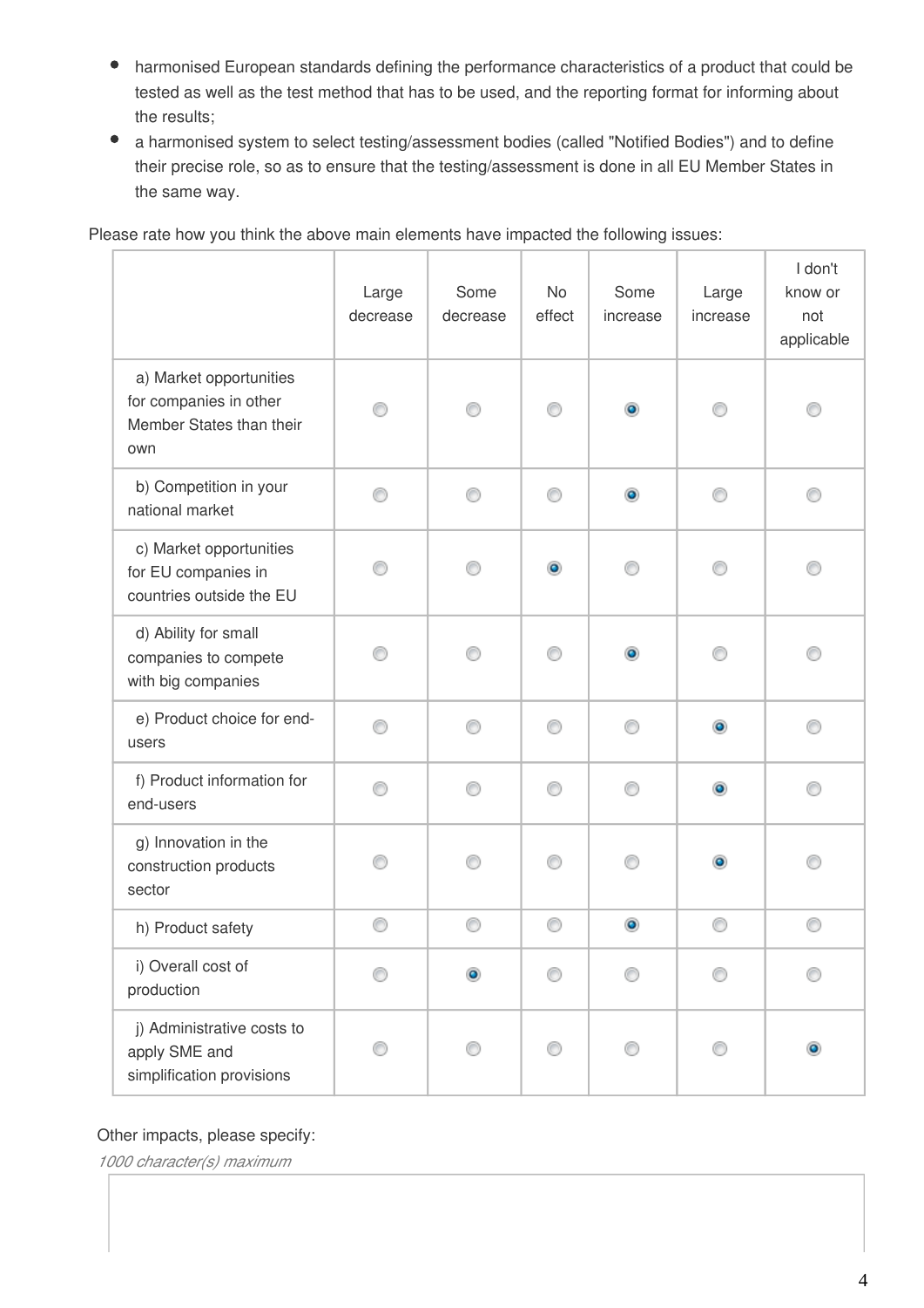- harmonised European standards defining the performance characteristics of a product that could be tested as well as the test method that has to be used, and the reporting format for informing about the results;
- a harmonised system to select testing/assessment bodies (called "Notified Bodies") and to define their precise role, so as to ensure that the testing/assessment is done in all EU Member States in the same way.

Please rate how you think the above main elements have impacted the following issues:

| | Large decrease | Some decrease | No effect | Some increase | Large increase | I don't know or not applicable |
|---|---|---|---|---|---|---|
| a) Market opportunities for companies in other Member States than their own | ○ | ○ | ○ | ● | ○ | ○ |
| b) Competition in your national market | ○ | ○ | ○ | ● | ○ | ○ |
| c) Market opportunities for EU companies in countries outside the EU | ○ | ○ | ● | ○ | ○ | ○ |
| d) Ability for small companies to compete with big companies | ○ | ○ | ○ | ● | ○ | ○ |
| e) Product choice for end-users | ○ | ○ | ○ | ○ | ● | ○ |
| f) Product information for end-users | ○ | ○ | ○ | ○ | ● | ○ |
| g) Innovation in the construction products sector | ○ | ○ | ○ | ○ | ● | ○ |
| h) Product safety | ○ | ○ | ○ | ● | ○ | ○ |
| i) Overall cost of production | ○ | ● | ○ | ○ | ○ | ○ |
| j) Administrative costs to apply SME and simplification provisions | ○ | ○ | ○ | ○ | ○ | ● |

Other impacts, please specify:

*1000 character(s) maximum*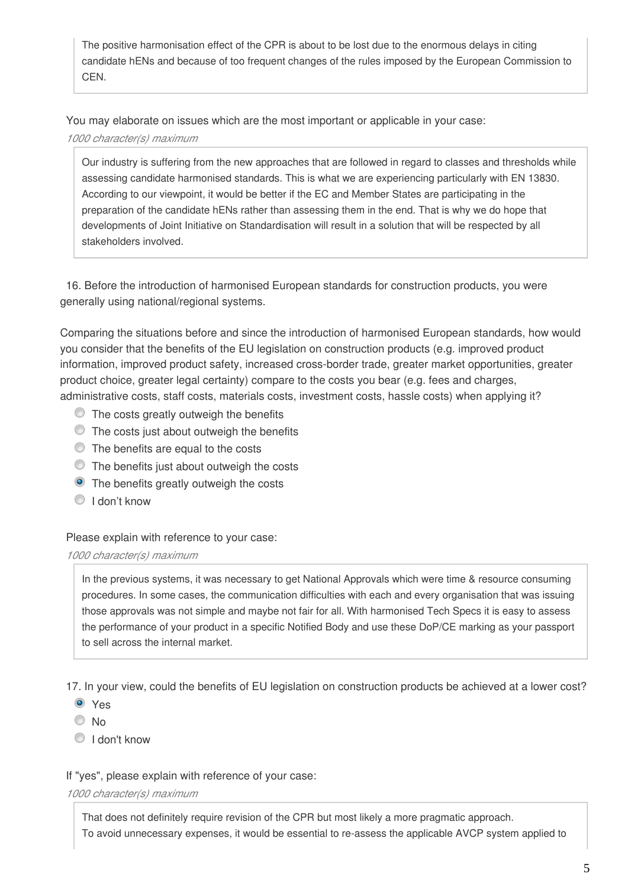> The positive harmonisation effect of the CPR is about to be lost due to the enormous delays in citing candidate hENs and because of too frequent changes of the rules imposed by the European Commission to CEN.

You may elaborate on issues which are the most important or applicable in your case:

*1000 character(s) maximum*

> Our industry is suffering from the new approaches that are followed in regard to classes and thresholds while assessing candidate harmonised standards. This is what we are experiencing particularly with EN 13830. According to our viewpoint, it would be better if the EC and Member States are participating in the preparation of the candidate hENs rather than assessing them in the end. That is why we do hope that developments of Joint Initiative on Standardisation will result in a solution that will be respected by all stakeholders involved.

16. Before the introduction of harmonised European standards for construction products, you were generally using national/regional systems.

Comparing the situations before and since the introduction of harmonised European standards, how would you consider that the benefits of the EU legislation on construction products (e.g. improved product information, improved product safety, increased cross-border trade, greater market opportunities, greater product choice, greater legal certainty) compare to the costs you bear (e.g. fees and charges, administrative costs, staff costs, materials costs, investment costs, hassle costs) when applying it?

- ○ The costs greatly outweigh the benefits
- ○ The costs just about outweigh the benefits
- ○ The benefits are equal to the costs
- ○ The benefits just about outweigh the costs
- ● The benefits greatly outweigh the costs
- ○ I don't know

Please explain with reference to your case:

*1000 character(s) maximum*

> In the previous systems, it was necessary to get National Approvals which were time & resource consuming procedures. In some cases, the communication difficulties with each and every organisation that was issuing those approvals was not simple and maybe not fair for all. With harmonised Tech Specs it is easy to assess the performance of your product in a specific Notified Body and use these DoP/CE marking as your passport to sell across the internal market.

17. In your view, could the benefits of EU legislation on construction products be achieved at a lower cost?

- ● Yes
- ○ No
- ○ I don't know

If "yes", please explain with reference of your case:

*1000 character(s) maximum*

> That does not definitely require revision of the CPR but most likely a more pragmatic approach.
> To avoid unnecessary expenses, it would be essential to re-assess the applicable AVCP system applied to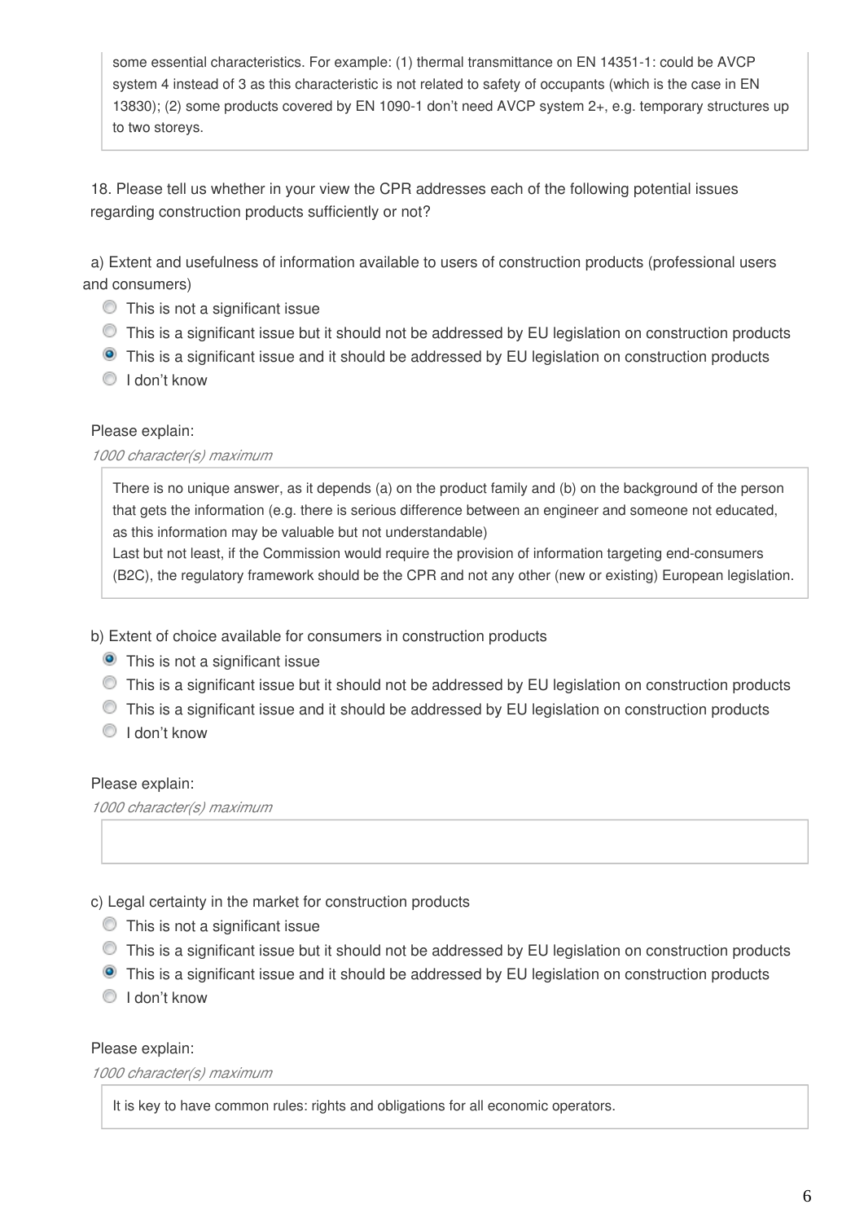some essential characteristics. For example: (1) thermal transmittance on EN 14351-1: could be AVCP system 4 instead of 3 as this characteristic is not related to safety of occupants (which is the case in EN 13830); (2) some products covered by EN 1090-1 don't need AVCP system 2+, e.g. temporary structures up to two storeys.

18. Please tell us whether in your view the CPR addresses each of the following potential issues regarding construction products sufficiently or not?

a) Extent and usefulness of information available to users of construction products (professional users and consumers)

- [ ] This is not a significant issue
- [ ] This is a significant issue but it should not be addressed by EU legislation on construction products
- [x] This is a significant issue and it should be addressed by EU legislation on construction products
- [ ] I don't know

Please explain:

*1000 character(s) maximum*

There is no unique answer, as it depends (a) on the product family and (b) on the background of the person that gets the information (e.g. there is serious difference between an engineer and someone not educated, as this information may be valuable but not understandable)
Last but not least, if the Commission would require the provision of information targeting end-consumers (B2C), the regulatory framework should be the CPR and not any other (new or existing) European legislation.

b) Extent of choice available for consumers in construction products

- [x] This is not a significant issue
- [ ] This is a significant issue but it should not be addressed by EU legislation on construction products
- [ ] This is a significant issue and it should be addressed by EU legislation on construction products
- [ ] I don't know

Please explain:

*1000 character(s) maximum*

c) Legal certainty in the market for construction products

- [ ] This is not a significant issue
- [ ] This is a significant issue but it should not be addressed by EU legislation on construction products
- [x] This is a significant issue and it should be addressed by EU legislation on construction products
- [ ] I don't know

Please explain:

*1000 character(s) maximum*

It is key to have common rules: rights and obligations for all economic operators.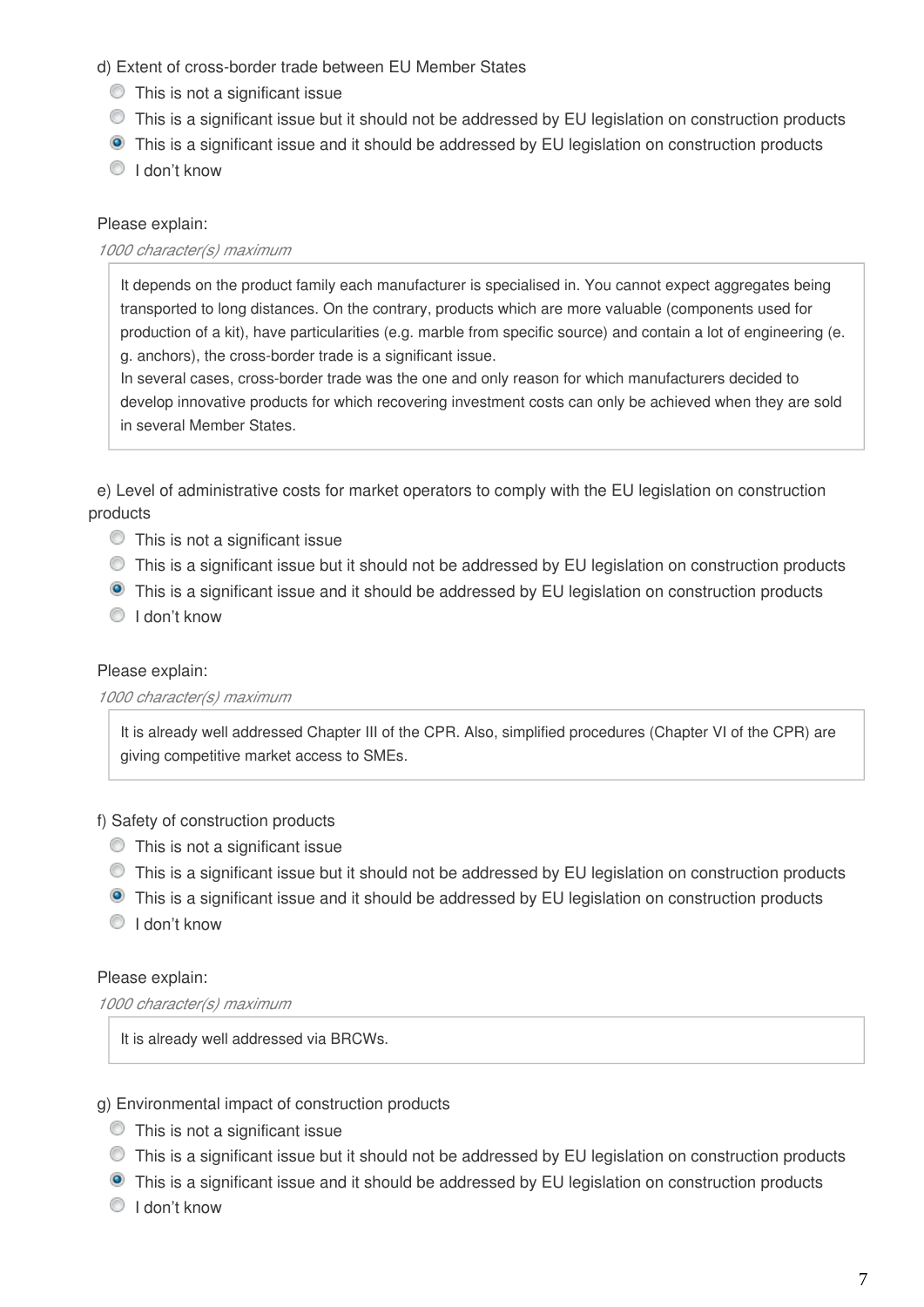d) Extent of cross-border trade between EU Member States

- ○ This is not a significant issue
- ○ This is a significant issue but it should not be addressed by EU legislation on construction products
- ◉ This is a significant issue and it should be addressed by EU legislation on construction products
- ○ I don't know

Please explain:

*1000 character(s) maximum*

> It depends on the product family each manufacturer is specialised in. You cannot expect aggregates being transported to long distances. On the contrary, products which are more valuable (components used for production of a kit), have particularities (e.g. marble from specific source) and contain a lot of engineering (e.g. anchors), the cross-border trade is a significant issue.
> In several cases, cross-border trade was the one and only reason for which manufacturers decided to develop innovative products for which recovering investment costs can only be achieved when they are sold in several Member States.

e) Level of administrative costs for market operators to comply with the EU legislation on construction products

- ○ This is not a significant issue
- ○ This is a significant issue but it should not be addressed by EU legislation on construction products
- ◉ This is a significant issue and it should be addressed by EU legislation on construction products
- ○ I don't know

Please explain:

*1000 character(s) maximum*

> It is already well addressed Chapter III of the CPR. Also, simplified procedures (Chapter VI of the CPR) are giving competitive market access to SMEs.

f) Safety of construction products

- ○ This is not a significant issue
- ○ This is a significant issue but it should not be addressed by EU legislation on construction products
- ◉ This is a significant issue and it should be addressed by EU legislation on construction products
- ○ I don't know

Please explain:

*1000 character(s) maximum*

> It is already well addressed via BRCWs.

g) Environmental impact of construction products

- ○ This is not a significant issue
- ○ This is a significant issue but it should not be addressed by EU legislation on construction products
- ◉ This is a significant issue and it should be addressed by EU legislation on construction products
- ○ I don't know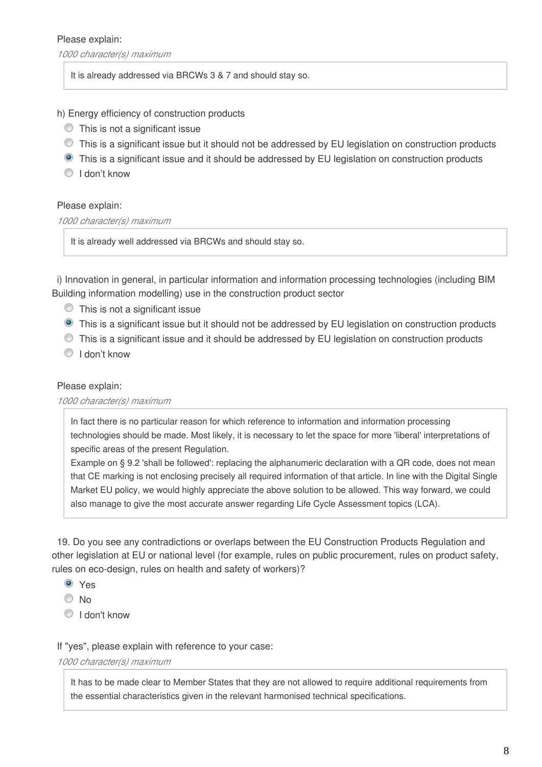Please explain:

*1000 character(s) maximum*

It is already addressed via BRCWs 3 & 7 and should stay so.

h) Energy efficiency of construction products

- ○ This is not a significant issue
- ○ This is a significant issue but it should not be addressed by EU legislation on construction products
- ● This is a significant issue and it should be addressed by EU legislation on construction products
- ○ I don't know

Please explain:

*1000 character(s) maximum*

It is already well addressed via BRCWs and should stay so.

i) Innovation in general, in particular information and information processing technologies (including BIM Building information modelling) use in the construction product sector

- ○ This is not a significant issue
- ● This is a significant issue but it should not be addressed by EU legislation on construction products
- ○ This is a significant issue and it should be addressed by EU legislation on construction products
- ○ I don't know

Please explain:

*1000 character(s) maximum*

In fact there is no particular reason for which reference to information and information processing technologies should be made. Most likely, it is necessary to let the space for more 'liberal' interpretations of specific areas of the present Regulation.
Example on § 9.2 'shall be followed': replacing the alphanumeric declaration with a QR code, does not mean that CE marking is not enclosing precisely all required information of that article. In line with the Digital Single Market EU policy, we would highly appreciate the above solution to be allowed. This way forward, we could also manage to give the most accurate answer regarding Life Cycle Assessment topics (LCA).

19. Do you see any contradictions or overlaps between the EU Construction Products Regulation and other legislation at EU or national level (for example, rules on public procurement, rules on product safety, rules on eco-design, rules on health and safety of workers)?

- ● Yes
- ○ No
- ○ I don't know

If "yes", please explain with reference to your case:

*1000 character(s) maximum*

It has to be made clear to Member States that they are not allowed to require additional requirements from the essential characteristics given in the relevant harmonised technical specifications.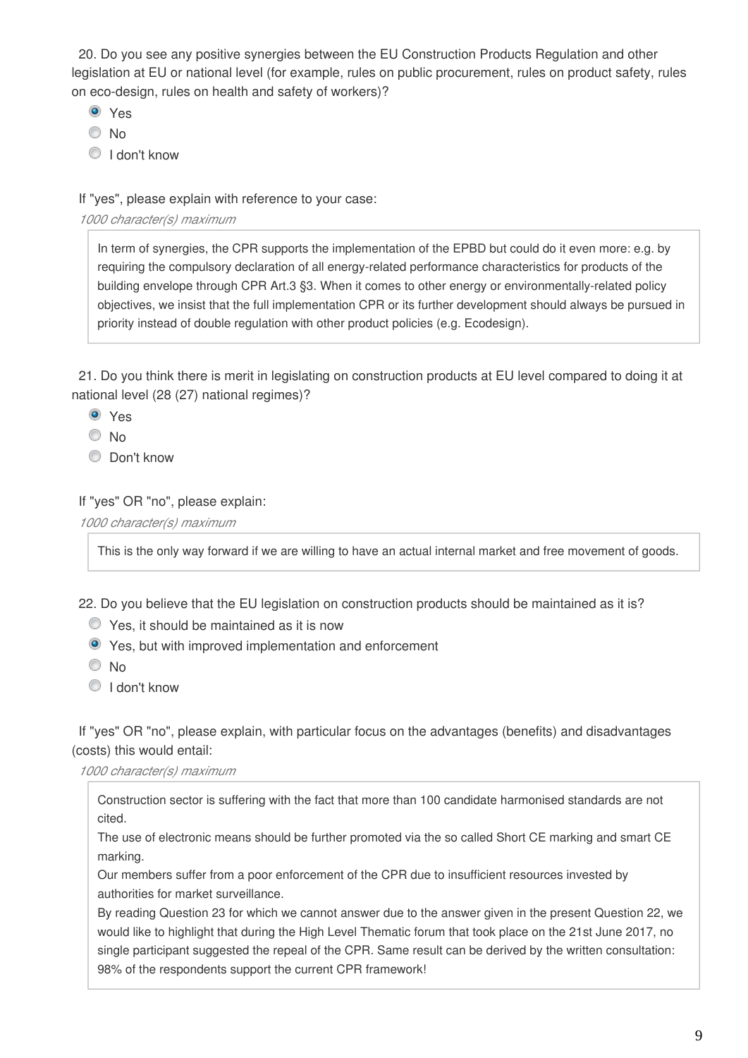20. Do you see any positive synergies between the EU Construction Products Regulation and other legislation at EU or national level (for example, rules on public procurement, rules on product safety, rules on eco-design, rules on health and safety of workers)?

- (x) Yes
- ( ) No
- ( ) I don't know

If "yes", please explain with reference to your case:

*1000 character(s) maximum*

> In term of synergies, the CPR supports the implementation of the EPBD but could do it even more: e.g. by requiring the compulsory declaration of all energy-related performance characteristics for products of the building envelope through CPR Art.3 §3. When it comes to other energy or environmentally-related policy objectives, we insist that the full implementation CPR or its further development should always be pursued in priority instead of double regulation with other product policies (e.g. Ecodesign).

21. Do you think there is merit in legislating on construction products at EU level compared to doing it at national level (28 (27) national regimes)?

- (x) Yes
- ( ) No
- ( ) Don't know

If "yes" OR "no", please explain:

*1000 character(s) maximum*

> This is the only way forward if we are willing to have an actual internal market and free movement of goods.

22. Do you believe that the EU legislation on construction products should be maintained as it is?

- ( ) Yes, it should be maintained as it is now
- (x) Yes, but with improved implementation and enforcement
- ( ) No
- ( ) I don't know

If "yes" OR "no", please explain, with particular focus on the advantages (benefits) and disadvantages (costs) this would entail:

*1000 character(s) maximum*

> Construction sector is suffering with the fact that more than 100 candidate harmonised standards are not cited.
> The use of electronic means should be further promoted via the so called Short CE marking and smart CE marking.
> Our members suffer from a poor enforcement of the CPR due to insufficient resources invested by authorities for market surveillance.
> By reading Question 23 for which we cannot answer due to the answer given in the present Question 22, we would like to highlight that during the High Level Thematic forum that took place on the 21st June 2017, no single participant suggested the repeal of the CPR. Same result can be derived by the written consultation: 98% of the respondents support the current CPR framework!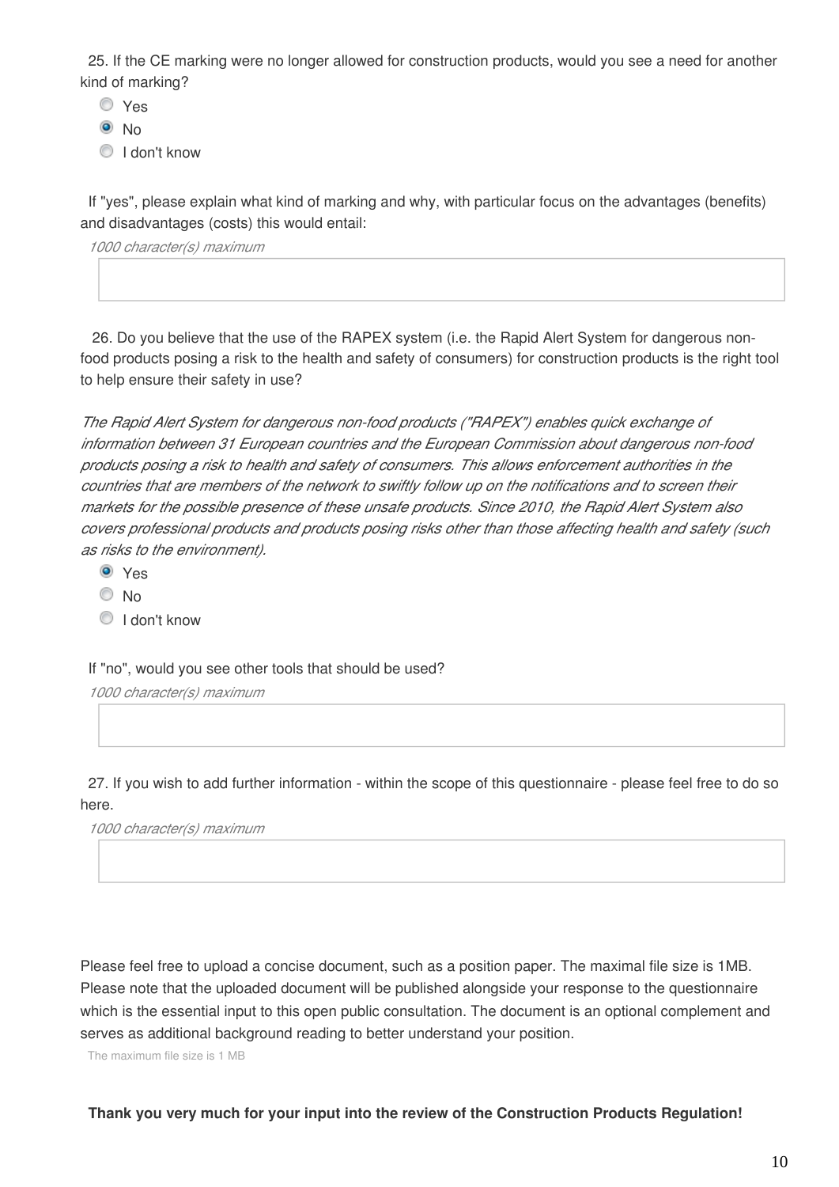25. If the CE marking were no longer allowed for construction products, would you see a need for another kind of marking?

- ○ Yes
- ◉ No
- ○ I don't know

If "yes", please explain what kind of marking and why, with particular focus on the advantages (benefits) and disadvantages (costs) this would entail:

*1000 character(s) maximum*

26. Do you believe that the use of the RAPEX system (i.e. the Rapid Alert System for dangerous non-food products posing a risk to the health and safety of consumers) for construction products is the right tool to help ensure their safety in use?

*The Rapid Alert System for dangerous non-food products ("RAPEX") enables quick exchange of information between 31 European countries and the European Commission about dangerous non-food products posing a risk to health and safety of consumers. This allows enforcement authorities in the countries that are members of the network to swiftly follow up on the notifications and to screen their markets for the possible presence of these unsafe products. Since 2010, the Rapid Alert System also covers professional products and products posing risks other than those affecting health and safety (such as risks to the environment).*

- ◉ Yes
- ○ No
- ○ I don't know

If "no", would you see other tools that should be used?

*1000 character(s) maximum*

27. If you wish to add further information - within the scope of this questionnaire - please feel free to do so here.

*1000 character(s) maximum*

Please feel free to upload a concise document, such as a position paper. The maximal file size is 1MB. Please note that the uploaded document will be published alongside your response to the questionnaire which is the essential input to this open public consultation. The document is an optional complement and serves as additional background reading to better understand your position.

The maximum file size is 1 MB

**Thank you very much for your input into the review of the Construction Products Regulation!**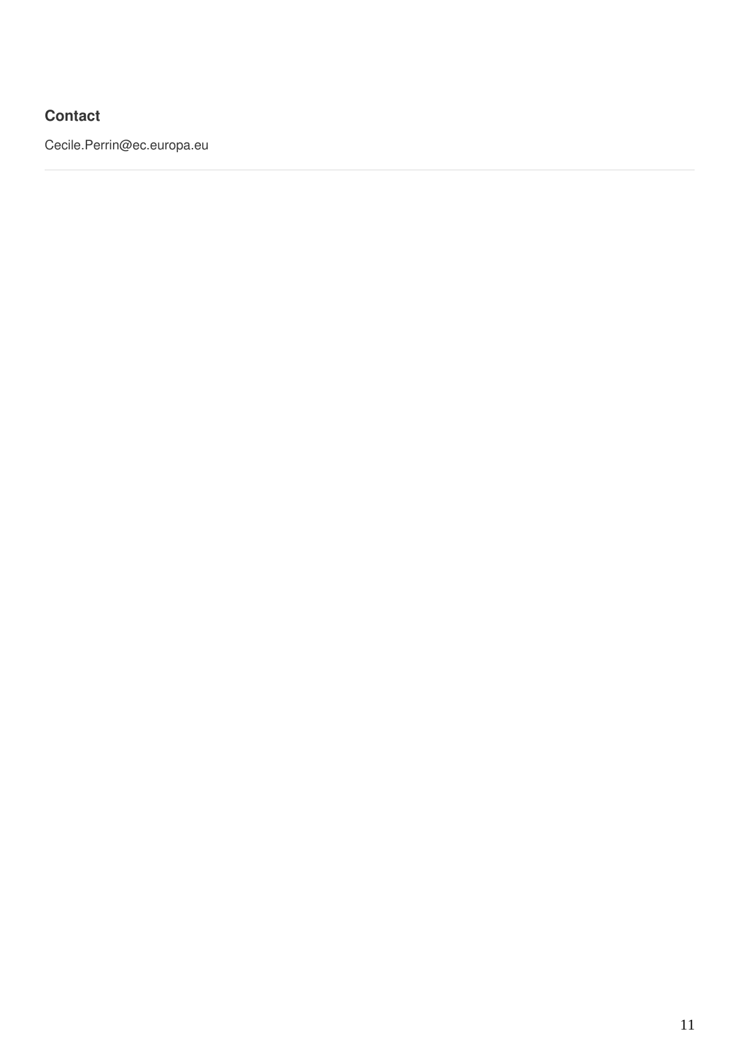### Contact

Cecile.Perrin@ec.europa.eu

---